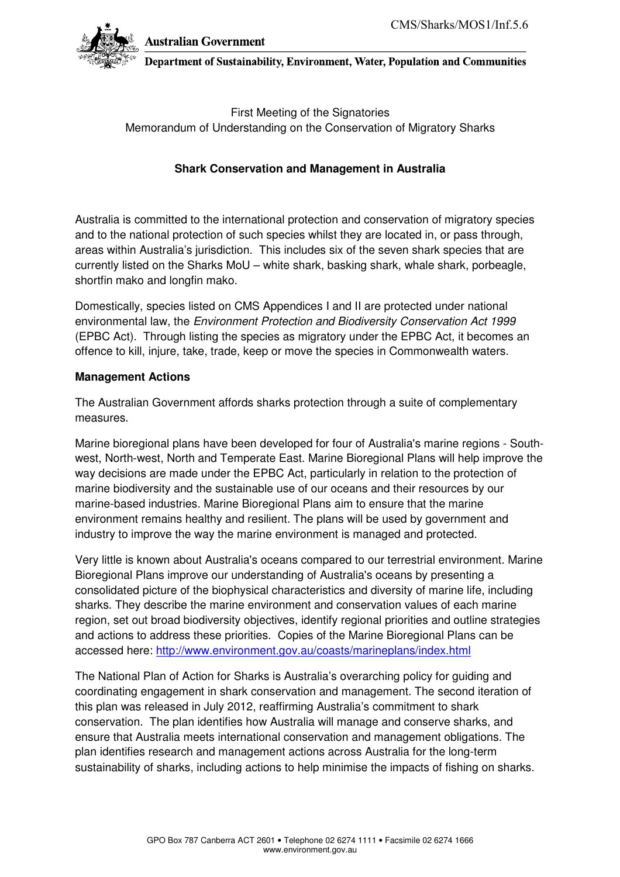CMS/Sharks/MOS1/Inf.5.6

**Australian Government**

**Department of Sustainability, Environment, Water, Population and Communities**

First Meeting of the Signatories
Memorandum of Understanding on the Conservation of Migratory Sharks

**Shark Conservation and Management in Australia**

Australia is committed to the international protection and conservation of migratory species and to the national protection of such species whilst they are located in, or pass through, areas within Australia's jurisdiction. This includes six of the seven shark species that are currently listed on the Sharks MoU – white shark, basking shark, whale shark, porbeagle, shortfin mako and longfin mako.

Domestically, species listed on CMS Appendices I and II are protected under national environmental law, the *Environment Protection and Biodiversity Conservation Act 1999* (EPBC Act). Through listing the species as migratory under the EPBC Act, it becomes an offence to kill, injure, take, trade, keep or move the species in Commonwealth waters.

**Management Actions**

The Australian Government affords sharks protection through a suite of complementary measures.

Marine bioregional plans have been developed for four of Australia's marine regions - South-west, North-west, North and Temperate East. Marine Bioregional Plans will help improve the way decisions are made under the EPBC Act, particularly in relation to the protection of marine biodiversity and the sustainable use of our oceans and their resources by our marine-based industries. Marine Bioregional Plans aim to ensure that the marine environment remains healthy and resilient. The plans will be used by government and industry to improve the way the marine environment is managed and protected.

Very little is known about Australia's oceans compared to our terrestrial environment. Marine Bioregional Plans improve our understanding of Australia's oceans by presenting a consolidated picture of the biophysical characteristics and diversity of marine life, including sharks. They describe the marine environment and conservation values of each marine region, set out broad biodiversity objectives, identify regional priorities and outline strategies and actions to address these priorities. Copies of the Marine Bioregional Plans can be accessed here: http://www.environment.gov.au/coasts/marineplans/index.html

The National Plan of Action for Sharks is Australia's overarching policy for guiding and coordinating engagement in shark conservation and management. The second iteration of this plan was released in July 2012, reaffirming Australia's commitment to shark conservation. The plan identifies how Australia will manage and conserve sharks, and ensure that Australia meets international conservation and management obligations. The plan identifies research and management actions across Australia for the long-term sustainability of sharks, including actions to help minimise the impacts of fishing on sharks.

GPO Box 787 Canberra ACT 2601 • Telephone 02 6274 1111 • Facsimile 02 6274 1666
www.environment.gov.au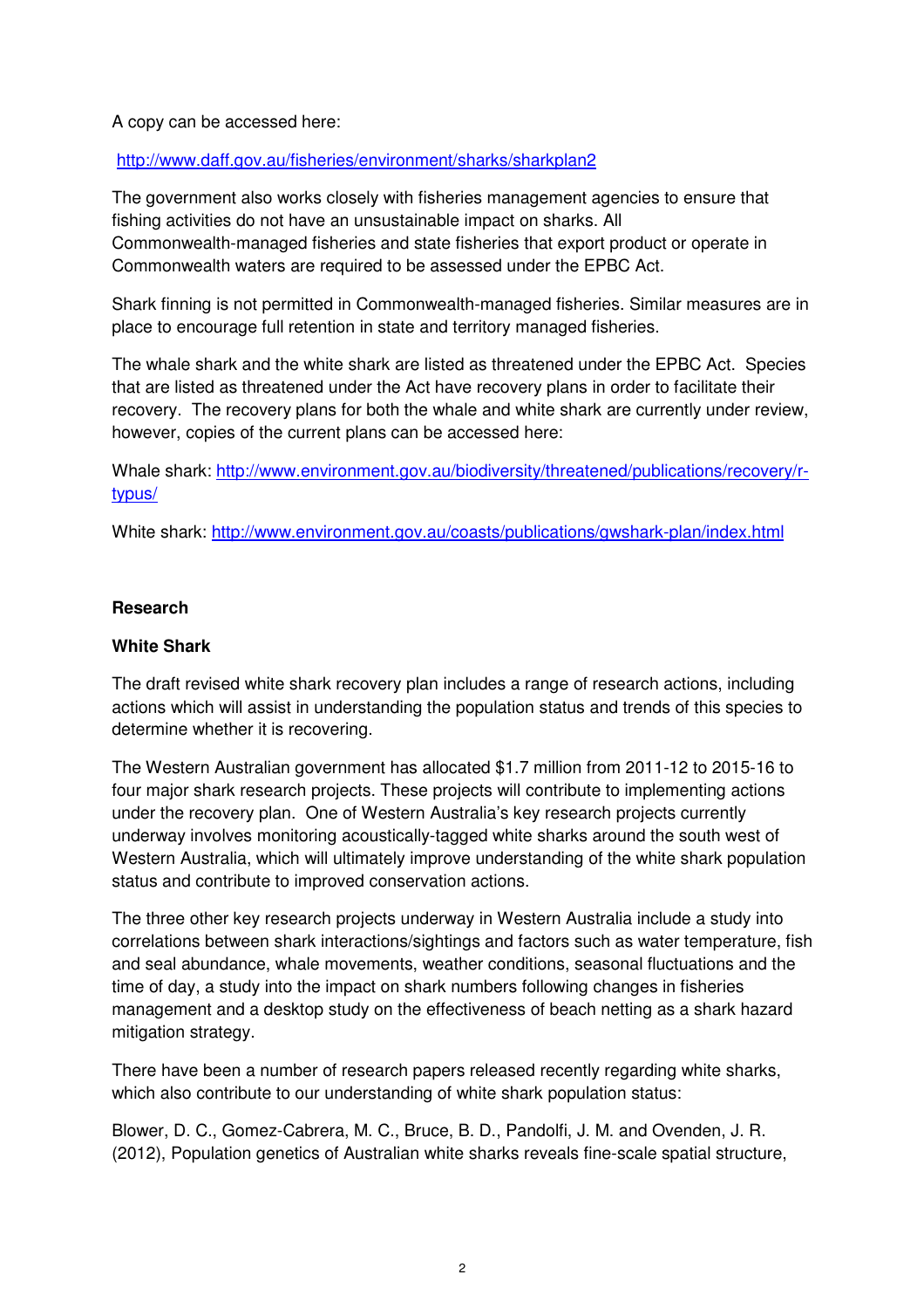A copy can be accessed here:

http://www.daff.gov.au/fisheries/environment/sharks/sharkplan2

The government also works closely with fisheries management agencies to ensure that fishing activities do not have an unsustainable impact on sharks. All Commonwealth-managed fisheries and state fisheries that export product or operate in Commonwealth waters are required to be assessed under the EPBC Act.

Shark finning is not permitted in Commonwealth-managed fisheries. Similar measures are in place to encourage full retention in state and territory managed fisheries.

The whale shark and the white shark are listed as threatened under the EPBC Act. Species that are listed as threatened under the Act have recovery plans in order to facilitate their recovery. The recovery plans for both the whale and white shark are currently under review, however, copies of the current plans can be accessed here:

Whale shark: http://www.environment.gov.au/biodiversity/threatened/publications/recovery/r-typus/

White shark: http://www.environment.gov.au/coasts/publications/gwshark-plan/index.html

**Research**

**White Shark**

The draft revised white shark recovery plan includes a range of research actions, including actions which will assist in understanding the population status and trends of this species to determine whether it is recovering.

The Western Australian government has allocated $1.7 million from 2011-12 to 2015-16 to four major shark research projects. These projects will contribute to implementing actions under the recovery plan. One of Western Australia's key research projects currently underway involves monitoring acoustically-tagged white sharks around the south west of Western Australia, which will ultimately improve understanding of the white shark population status and contribute to improved conservation actions.

The three other key research projects underway in Western Australia include a study into correlations between shark interactions/sightings and factors such as water temperature, fish and seal abundance, whale movements, weather conditions, seasonal fluctuations and the time of day, a study into the impact on shark numbers following changes in fisheries management and a desktop study on the effectiveness of beach netting as a shark hazard mitigation strategy.

There have been a number of research papers released recently regarding white sharks, which also contribute to our understanding of white shark population status:

Blower, D. C., Gomez-Cabrera, M. C., Bruce, B. D., Pandolfi, J. M. and Ovenden, J. R. (2012), Population genetics of Australian white sharks reveals fine-scale spatial structure,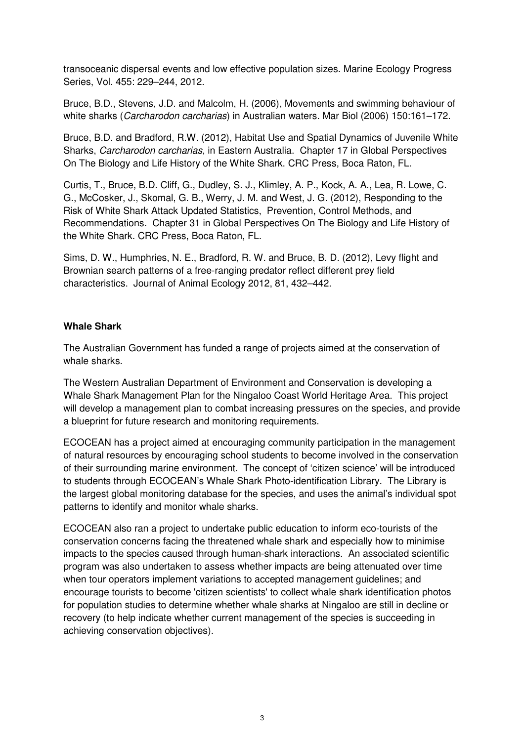transoceanic dispersal events and low effective population sizes. Marine Ecology Progress Series, Vol. 455: 229–244, 2012.

Bruce, B.D., Stevens, J.D. and Malcolm, H. (2006), Movements and swimming behaviour of white sharks (*Carcharodon carcharias*) in Australian waters. Mar Biol (2006) 150:161–172.

Bruce, B.D. and Bradford, R.W. (2012), Habitat Use and Spatial Dynamics of Juvenile White Sharks, *Carcharodon carcharias*, in Eastern Australia. Chapter 17 in Global Perspectives On The Biology and Life History of the White Shark. CRC Press, Boca Raton, FL.

Curtis, T., Bruce, B.D. Cliff, G., Dudley, S. J., Klimley, A. P., Kock, A. A., Lea, R. Lowe, C. G., McCosker, J., Skomal, G. B., Werry, J. M. and West, J. G. (2012), Responding to the Risk of White Shark Attack Updated Statistics, Prevention, Control Methods, and Recommendations. Chapter 31 in Global Perspectives On The Biology and Life History of the White Shark. CRC Press, Boca Raton, FL.

Sims, D. W., Humphries, N. E., Bradford, R. W. and Bruce, B. D. (2012), Levy flight and Brownian search patterns of a free-ranging predator reflect different prey field characteristics. Journal of Animal Ecology 2012, 81, 432–442.

**Whale Shark**

The Australian Government has funded a range of projects aimed at the conservation of whale sharks.

The Western Australian Department of Environment and Conservation is developing a Whale Shark Management Plan for the Ningaloo Coast World Heritage Area. This project will develop a management plan to combat increasing pressures on the species, and provide a blueprint for future research and monitoring requirements.

ECOCEAN has a project aimed at encouraging community participation in the management of natural resources by encouraging school students to become involved in the conservation of their surrounding marine environment. The concept of 'citizen science' will be introduced to students through ECOCEAN's Whale Shark Photo-identification Library. The Library is the largest global monitoring database for the species, and uses the animal's individual spot patterns to identify and monitor whale sharks.

ECOCEAN also ran a project to undertake public education to inform eco-tourists of the conservation concerns facing the threatened whale shark and especially how to minimise impacts to the species caused through human-shark interactions. An associated scientific program was also undertaken to assess whether impacts are being attenuated over time when tour operators implement variations to accepted management guidelines; and encourage tourists to become 'citizen scientists' to collect whale shark identification photos for population studies to determine whether whale sharks at Ningaloo are still in decline or recovery (to help indicate whether current management of the species is succeeding in achieving conservation objectives).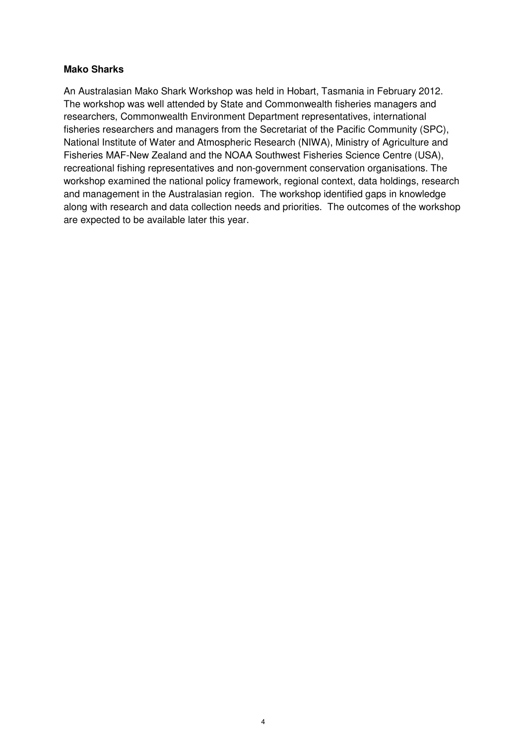**Mako Sharks**

An Australasian Mako Shark Workshop was held in Hobart, Tasmania in February 2012. The workshop was well attended by State and Commonwealth fisheries managers and researchers, Commonwealth Environment Department representatives, international fisheries researchers and managers from the Secretariat of the Pacific Community (SPC), National Institute of Water and Atmospheric Research (NIWA), Ministry of Agriculture and Fisheries MAF-New Zealand and the NOAA Southwest Fisheries Science Centre (USA), recreational fishing representatives and non-government conservation organisations. The workshop examined the national policy framework, regional context, data holdings, research and management in the Australasian region. The workshop identified gaps in knowledge along with research and data collection needs and priorities. The outcomes of the workshop are expected to be available later this year.